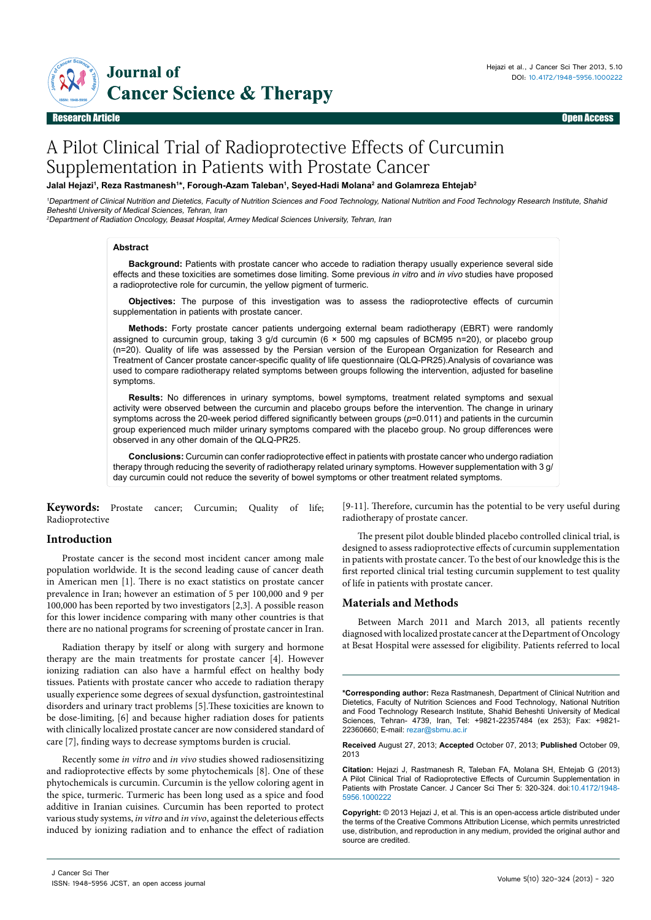Research Article | Open Access

# A Pilot Clinical Trial of Radioprotective Effects of Curcumin Supplementation in Patients with Prostate Cancer

**Jalal Hejazi[1], Reza Rastmanesh[1]*, Forough-Azam Taleban[1], Seyed-Hadi Molana[2] and Golamreza Ehtejab[2]**

[1]Department of Clinical Nutrition and Dietetics, Faculty of Nutrition Sciences and Food Technology, National Nutrition and Food Technology Research Institute, Shahid Beheshti University of Medical Sciences, Tehran, Iran

[2]Department of Radiation Oncology, Beasat Hospital, Armey Medical Sciences University, Tehran, Iran

## Abstract

**Background:** Patients with prostate cancer who accede to radiation therapy usually experience several side effects and these toxicities are sometimes dose limiting. Some previous *in vitro* and *in vivo* studies have proposed a radioprotective role for curcumin, the yellow pigment of turmeric.

**Objectives:** The purpose of this investigation was to assess the radioprotective effects of curcumin supplementation in patients with prostate cancer.

**Methods:** Forty prostate cancer patients undergoing external beam radiotherapy (EBRT) were randomly assigned to curcumin group, taking 3 g/d curcumin (6 × 500 mg capsules of BCM95 n=20), or placebo group (n=20). Quality of life was assessed by the Persian version of the European Organization for Research and Treatment of Cancer prostate cancer-specific quality of life questionnaire (QLQ-PR25).Analysis of covariance was used to compare radiotherapy related symptoms between groups following the intervention, adjusted for baseline symptoms.

**Results:** No differences in urinary symptoms, bowel symptoms, treatment related symptoms and sexual activity were observed between the curcumin and placebo groups before the intervention. The change in urinary symptoms across the 20-week period differed significantly between groups ($p$=0.011) and patients in the curcumin group experienced much milder urinary symptoms compared with the placebo group. No group differences were observed in any other domain of the QLQ-PR25.

**Conclusions:** Curcumin can confer radioprotective effect in patients with prostate cancer who undergo radiation therapy through reducing the severity of radiotherapy related urinary symptoms. However supplementation with 3 g/day curcumin could not reduce the severity of bowel symptoms or other treatment related symptoms.

**Keywords:** Prostate cancer; Curcumin; Quality of life; Radioprotective

## Introduction

Prostate cancer is the second most incident cancer among male population worldwide. It is the second leading cause of cancer death in American men [1]. There is no exact statistics on prostate cancer prevalence in Iran; however an estimation of 5 per 100,000 and 9 per 100,000 has been reported by two investigators [2,3]. A possible reason for this lower incidence comparing with many other countries is that there are no national programs for screening of prostate cancer in Iran.

Radiation therapy by itself or along with surgery and hormone therapy are the main treatments for prostate cancer [4]. However ionizing radiation can also have a harmful effect on healthy body tissues. Patients with prostate cancer who accede to radiation therapy usually experience some degrees of sexual dysfunction, gastrointestinal disorders and urinary tract problems [5].These toxicities are known to be dose-limiting, [6] and because higher radiation doses for patients with clinically localized prostate cancer are now considered standard of care [7], finding ways to decrease symptoms burden is crucial.

Recently some *in vitro* and *in vivo* studies showed radiosensitizing and radioprotective effects by some phytochemicals [8]. One of these phytochemicals is curcumin. Curcumin is the yellow coloring agent in the spice, turmeric. Turmeric has been long used as a spice and food additive in Iranian cuisines. Curcumin has been reported to protect various study systems, *in vitro* and *in vivo*, against the deleterious effects induced by ionizing radiation and to enhance the effect of radiation [9-11]. Therefore, curcumin has the potential to be very useful during radiotherapy of prostate cancer.

The present pilot double blinded placebo controlled clinical trial, is designed to assess radioprotective effects of curcumin supplementation in patients with prostate cancer. To the best of our knowledge this is the first reported clinical trial testing curcumin supplement to test quality of life in patients with prostate cancer.

## Materials and Methods

Between March 2011 and March 2013, all patients recently diagnosed with localized prostate cancer at the Department of Oncology at Besat Hospital were assessed for eligibility. Patients referred to local

**\*Corresponding author:** Reza Rastmanesh, Department of Clinical Nutrition and Dietetics, Faculty of Nutrition Sciences and Food Technology, National Nutrition and Food Technology Research Institute, Shahid Beheshti University of Medical Sciences, Tehran- 4739, Iran, Tel: +9821-22357484 (ex 253); Fax: +9821-22360660; E-mail: rezar@sbmu.ac.ir

**Received** August 27, 2013; **Accepted** October 07, 2013; **Published** October 09, 2013

**Citation:** Hejazi J, Rastmanesh R, Taleban FA, Molana SH, Ehtejab G (2013) A Pilot Clinical Trial of Radioprotective Effects of Curcumin Supplementation in Patients with Prostate Cancer. J Cancer Sci Ther 5: 320-324. doi:10.4172/1948-5956.1000222

**Copyright:** © 2013 Hejazi J, et al. This is an open-access article distributed under the terms of the Creative Commons Attribution License, which permits unrestricted use, distribution, and reproduction in any medium, provided the original author and source are credited.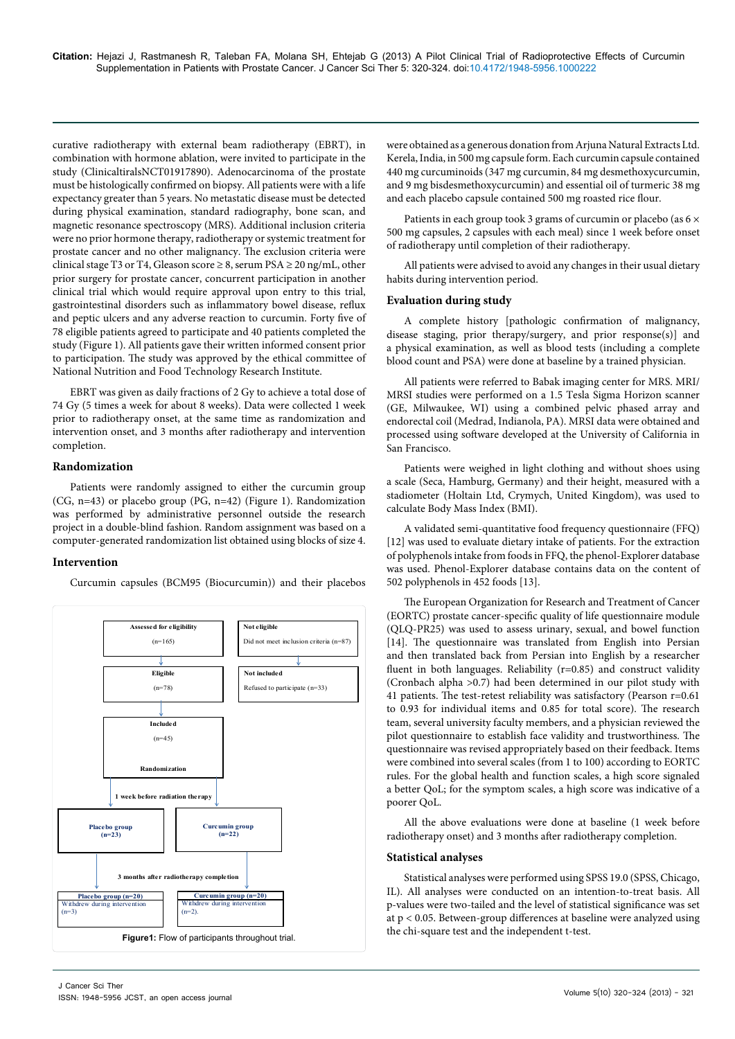curative radiotherapy with external beam radiotherapy (EBRT), in combination with hormone ablation, were invited to participate in the study (ClinicaltiralsNCT01917890). Adenocarcinoma of the prostate must be histologically confirmed on biopsy. All patients were with a life expectancy greater than 5 years. No metastatic disease must be detected during physical examination, standard radiography, bone scan, and magnetic resonance spectroscopy (MRS). Additional inclusion criteria were no prior hormone therapy, radiotherapy or systemic treatment for prostate cancer and no other malignancy. The exclusion criteria were clinical stage T3 or T4, Gleason score ≥ 8, serum PSA ≥ 20 ng/mL, other prior surgery for prostate cancer, concurrent participation in another clinical trial which would require approval upon entry to this trial, gastrointestinal disorders such as inflammatory bowel disease, reflux and peptic ulcers and any adverse reaction to curcumin. Forty five of 78 eligible patients agreed to participate and 40 patients completed the study (Figure 1). All patients gave their written informed consent prior to participation. The study was approved by the ethical committee of National Nutrition and Food Technology Research Institute.

EBRT was given as daily fractions of 2 Gy to achieve a total dose of 74 Gy (5 times a week for about 8 weeks). Data were collected 1 week prior to radiotherapy onset, at the same time as randomization and intervention onset, and 3 months after radiotherapy and intervention completion.

### Randomization

Patients were randomly assigned to either the curcumin group (CG, n=43) or placebo group (PG, n=42) (Figure 1). Randomization was performed by administrative personnel outside the research project in a double-blind fashion. Random assignment was based on a computer-generated randomization list obtained using blocks of size 4.

### Intervention

Curcumin capsules (BCM95 (Biocurcumin)) and their placebos were obtained as a generous donation from Arjuna Natural Extracts Ltd. Kerela, India, in 500 mg capsule form. Each curcumin capsule contained 440 mg curcuminoids (347 mg curcumin, 84 mg desmethoxycurcumin, and 9 mg bisdesmethoxycurcumin) and essential oil of turmeric 38 mg and each placebo capsule contained 500 mg roasted rice flour.

Patients in each group took 3 grams of curcumin or placebo (as 6 × 500 mg capsules, 2 capsules with each meal) since 1 week before onset of radiotherapy until completion of their radiotherapy.

All patients were advised to avoid any changes in their usual dietary habits during intervention period.

Assessed for eligibility (n=165) → Not eligible: Did not meet inclusion criteria (n=87)

Eligible (n=78) → Not included: Refused to participate (n=33)

Included (n=45)

Randomization

1 week before radiation therapy

Placebo group (n=23) | Curcumin group (n=22)

3 months after radiotherapy completion

Placebo group (n=20): Withdrew during intervention (n=3) | Curcumin group (n=20): Withdrew during intervention (n=2).

**Figure1:** Flow of participants throughout trial.

### Evaluation during study

A complete history [pathologic confirmation of malignancy, disease staging, prior therapy/surgery, and prior response(s)] and a physical examination, as well as blood tests (including a complete blood count and PSA) were done at baseline by a trained physician.

All patients were referred to Babak imaging center for MRS. MRI/MRSI studies were performed on a 1.5 Tesla Sigma Horizon scanner (GE, Milwaukee, WI) using a combined pelvic phased array and endorectal coil (Medrad, Indianola, PA). MRSI data were obtained and processed using software developed at the University of California in San Francisco.

Patients were weighed in light clothing and without shoes using a scale (Seca, Hamburg, Germany) and their height, measured with a stadiometer (Holtain Ltd, Crymych, United Kingdom), was used to calculate Body Mass Index (BMI).

A validated semi-quantitative food frequency questionnaire (FFQ) [12] was used to evaluate dietary intake of patients. For the extraction of polyphenols intake from foods in FFQ, the phenol-Explorer database was used. Phenol-Explorer database contains data on the content of 502 polyphenols in 452 foods [13].

The European Organization for Research and Treatment of Cancer (EORTC) prostate cancer-specific quality of life questionnaire module (QLQ-PR25) was used to assess urinary, sexual, and bowel function [14]. The questionnaire was translated from English into Persian and then translated back from Persian into English by a researcher fluent in both languages. Reliability (r=0.85) and construct validity (Cronbach alpha >0.7) had been determined in our pilot study with 41 patients. The test-retest reliability was satisfactory (Pearson r=0.61 to 0.93 for individual items and 0.85 for total score). The research team, several university faculty members, and a physician reviewed the pilot questionnaire to establish face validity and trustworthiness. The questionnaire was revised appropriately based on their feedback. Items were combined into several scales (from 1 to 100) according to EORTC rules. For the global health and function scales, a high score signaled a better QoL; for the symptom scales, a high score was indicative of a poorer QoL.

All the above evaluations were done at baseline (1 week before radiotherapy onset) and 3 months after radiotherapy completion.

### Statistical analyses

Statistical analyses were performed using SPSS 19.0 (SPSS, Chicago, IL). All analyses were conducted on an intention-to-treat basis. All p-values were two-tailed and the level of statistical significance was set at $p < 0.05$. Between-group differences at baseline were analyzed using the chi-square test and the independent t-test.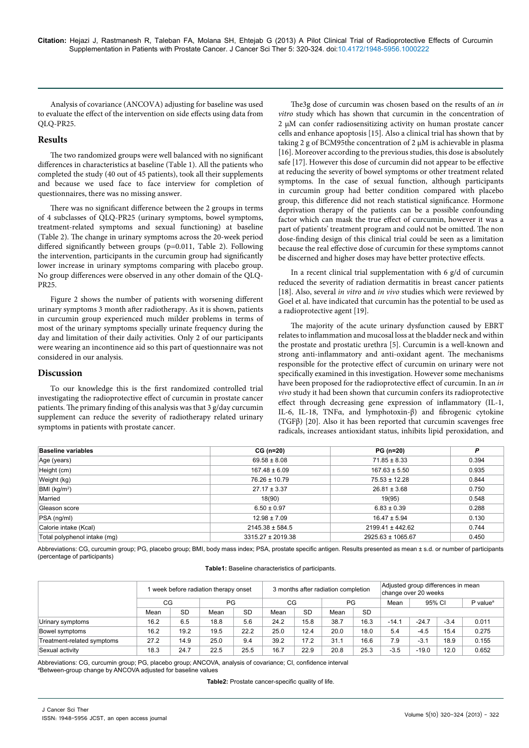Analysis of covariance (ANCOVA) adjusting for baseline was used to evaluate the effect of the intervention on side effects using data from QLQ-PR25.

## Results

The two randomized groups were well balanced with no significant differences in characteristics at baseline (Table 1). All the patients who completed the study (40 out of 45 patients), took all their supplements and because we used face to face interview for completion of questionnaires, there was no missing answer.

There was no significant difference between the 2 groups in terms of 4 subclasses of QLQ-PR25 (urinary symptoms, bowel symptoms, treatment-related symptoms and sexual functioning) at baseline (Table 2). The change in urinary symptoms across the 20-week period differed significantly between groups (p=0.011, Table 2). Following the intervention, participants in the curcumin group had significantly lower increase in urinary symptoms comparing with placebo group. No group differences were observed in any other domain of the QLQ-PR25.

Figure 2 shows the number of patients with worsening different urinary symptoms 3 month after radiotherapy. As it is shown, patients in curcumin group experienced much milder problems in terms of most of the urinary symptoms specially urinate frequency during the day and limitation of their daily activities. Only 2 of our participants were wearing an incontinence aid so this part of questionnaire was not considered in our analysis.

## Discussion

To our knowledge this is the first randomized controlled trial investigating the radioprotective effect of curcumin in prostate cancer patients. The primary finding of this analysis was that 3 g/day curcumin supplement can reduce the severity of radiotherapy related urinary symptoms in patients with prostate cancer.

The3g dose of curcumin was chosen based on the results of an *in vitro* study which has shown that curcumin in the concentration of 2 μM can confer radiosensitizing activity on human prostate cancer cells and enhance apoptosis [15]. Also a clinical trial has shown that by taking 2 g of BCM95the concentration of 2 μM is achievable in plasma [16]. Moreover according to the previous studies, this dose is absolutely safe [17]. However this dose of curcumin did not appear to be effective at reducing the severity of bowel symptoms or other treatment related symptoms. In the case of sexual function, although participants in curcumin group had better condition compared with placebo group, this difference did not reach statistical significance. Hormone deprivation therapy of the patients can be a possible confounding factor which can mask the true effect of curcumin, however it was a part of patients' treatment program and could not be omitted. The non dose-finding design of this clinical trial could be seen as a limitation because the real effective dose of curcumin for these symptoms cannot be discerned and higher doses may have better protective effects.

In a recent clinical trial supplementation with 6 g/d of curcumin reduced the severity of radiation dermatitis in breast cancer patients [18]. Also, several *in vitro* and *in vivo* studies which were reviewed by Goel et al. have indicated that curcumin has the potential to be used as a radioprotective agent [19].

The majority of the acute urinary dysfunction caused by EBRT relates to inflammation and mucosal loss at the bladder neck and within the prostate and prostatic urethra [5]. Curcumin is a well-known and strong anti-inflammatory and anti-oxidant agent. The mechanisms responsible for the protective effect of curcumin on urinary were not specifically examined in this investigation. However some mechanisms have been proposed for the radioprotective effect of curcumin. In an *in vivo* study it had been shown that curcumin confers its radioprotective effect through decreasing gene expression of inflammatory (IL-1, IL-6, IL-18, TNFα, and lymphotoxin-β) and fibrogenic cytokine (TGFβ) [20]. Also it has been reported that curcumin scavenges free radicals, increases antioxidant status, inhibits lipid peroxidation, and

| Baseline variables | CG (n=20) | PG (n=20) | P |
|---|---|---|---|
| Age (years) | 69.58 ± 8.08 | 71.85 ± 8.33 | 0.394 |
| Height (cm) | 167.48 ± 6.09 | 167.63 ± 5.50 | 0.935 |
| Weight (kg) | 76.26 ± 10.79 | 75.53 ± 12.28 | 0.844 |
| BMI (kg/m$^2$) | 27.17 ± 3.37 | 26.81 ± 3.68 | 0.750 |
| Married | 18(90) | 19(95) | 0.548 |
| Gleason score | 6.50 ± 0.97 | 6.83 ± 0.39 | 0.288 |
| PSA (ng/ml) | 12.98 ± 7.09 | 16.47 ± 5.94 | 0.130 |
| Calorie intake (Kcal) | 2145.38 ± 584.5 | 2199.41 ± 442.62 | 0.744 |
| Total polyphenol intake (mg) | 3315.27 ± 2019.38 | 2925.63 ± 1065.67 | 0.450 |

Abbreviations: CG, curcumin group; PG, placebo group; BMI, body mass index; PSA, prostate specific antigen. Results presented as mean ± s.d. or number of participants (percentage of participants)

**Table1:** Baseline characteristics of participants.

| | 1 week before radiation therapy onset | | | | 3 months after radiation completion | | | | Adjusted group differences in mean change over 20 weeks | | | |
|---|---|---|---|---|---|---|---|---|---|---|---|---|
| | CG | | PG | | CG | | PG | | Mean | 95% CI | | P value[a] |
| | Mean | SD | Mean | SD | Mean | SD | Mean | SD | | | | |
| Urinary symptoms | 16.2 | 6.5 | 18.8 | 5.6 | 24.2 | 15.8 | 38.7 | 16.3 | -14.1 | -24.7 | -3.4 | 0.011 |
| Bowel symptoms | 16.2 | 19.2 | 19.5 | 22.2 | 25.0 | 12.4 | 20.0 | 18.0 | 5.4 | -4.5 | 15.4 | 0.275 |
| Treatment-related symptoms | 27.2 | 14.9 | 25.0 | 9.4 | 39.2 | 17.2 | 31.1 | 16.6 | 7.9 | -3.1 | 18.9 | 0.155 |
| Sexual activity | 18.3 | 24.7 | 22.5 | 25.5 | 16.7 | 22.9 | 20.8 | 25.3 | -3.5 | -19.0 | 12.0 | 0.652 |

Abbreviations: CG, curcumin group; PG, placebo group; ANCOVA, analysis of covariance; CI, confidence interval
[a]Between-group change by ANCOVA adjusted for baseline values

**Table2:** Prostate cancer-specific quality of life.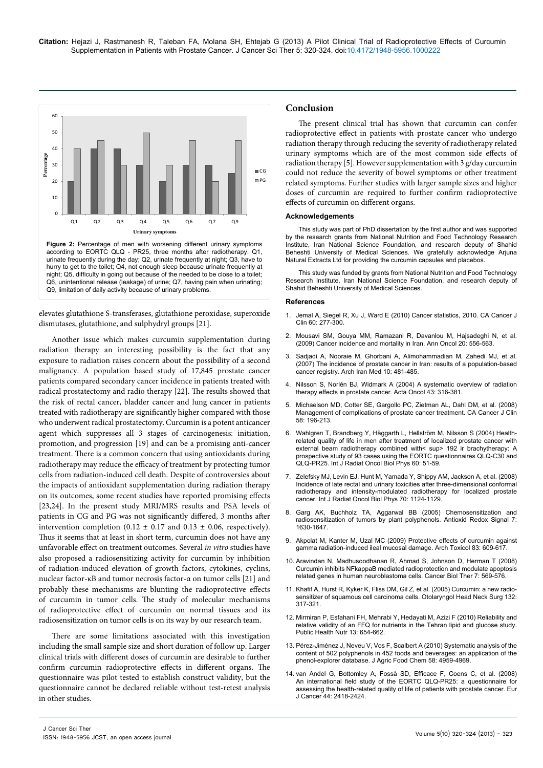Figure 2: Percentage of men with worsening different urinary symptoms according to EORTC QLQ - PR25, three months after radiotherapy. Q1, urinate frequently during the day; Q2, urinate frequently at night; Q3, have to hurry to get to the toilet; Q4, not enough sleep because urinate frequently at night; Q5, difficulty in going out because of the needed to be close to a toilet; Q6, unintentional release (leakage) of urine; Q7, having pain when urinating; Q9, limitation of daily activity because of urinary problems.

elevates glutathione S-transferases, glutathione peroxidase, superoxide dismutases, glutathione, and sulphydryl groups [21].

Another issue which makes curcumin supplementation during radiation therapy an interesting possibility is the fact that any exposure to radiation raises concern about the possibility of a second malignancy. A population based study of 17,845 prostate cancer patients compared secondary cancer incidence in patients treated with radical prostatectomy and radio therapy [22]. The results showed that the risk of rectal cancer, bladder cancer and lung cancer in patients treated with radiotherapy are significantly higher compared with those who underwent radical prostatectomy. Curcumin is a potent anticancer agent which suppresses all 3 stages of carcinogenesis: initiation, promotion, and progression [19] and can be a promising anti-cancer treatment. There is a common concern that using antioxidants during radiotherapy may reduce the efficacy of treatment by protecting tumor cells from radiation-induced cell death. Despite of controversies about the impacts of antioxidant supplementation during radiation therapy on its outcomes, some recent studies have reported promising effects [23,24]. In the present study MRI/MRS results and PSA levels of patients in CG and PG was not significantly differed, 3 months after intervention completion ($0.12 \pm 0.17$ and $0.13 \pm 0.06$, respectively). Thus it seems that at least in short term, curcumin does not have any unfavorable effect on treatment outcomes. Several *in vitro* studies have also proposed a radiosensitizing activity for curcumin by inhibition of radiation-induced elevation of growth factors, cytokines, cyclins, nuclear factor-κB and tumor necrosis factor-α on tumor cells [21] and probably these mechanisms are blunting the radioprotective effects of curcumin in tumor cells. The study of molecular mechanisms of radioprotective effect of curcumin on normal tissues and its radiosensitization on tumor cells is on its way by our research team.

There are some limitations associated with this investigation including the small sample size and short duration of follow up. Larger clinical trials with different doses of curcumin are desirable to further confirm curcumin radioprotective effects in different organs. The questionnaire was pilot tested to establish construct validity, but the questionnaire cannot be declared reliable without test-retest analysis in other studies.

## Conclusion

The present clinical trial has shown that curcumin can confer radioprotective effect in patients with prostate cancer who undergo radiation therapy through reducing the severity of radiotherapy related urinary symptoms which are of the most common side effects of radiation therapy [5]. However supplementation with 3 g/day curcumin could not reduce the severity of bowel symptoms or other treatment related symptoms. Further studies with larger sample sizes and higher doses of curcumin are required to further confirm radioprotective effects of curcumin on different organs.

### Acknowledgements

This study was part of PhD dissertation by the first author and was supported by the research grants from National Nutrition and Food Technology Research Institute, Iran National Science Foundation, and research deputy of Shahid Beheshti University of Medical Sciences. We gratefully acknowledge Arjuna Natural Extracts Ltd for providing the curcumin capsules and placebos.

This study was funded by grants from National Nutrition and Food Technology Research Institute, Iran National Science Foundation, and research deputy of Shahid Beheshti University of Medical Sciences.

### References

1. Jemal A, Siegel R, Xu J, Ward E (2010) Cancer statistics, 2010. CA Cancer J Clin 60: 277-300.
2. Mousavi SM, Gouya MM, Ramazani R, Davanlou M, Hajsadeghi N, et al. (2009) Cancer incidence and mortality in Iran. Ann Oncol 20: 556-563.
3. Sadjadi A, Nooraie M, Ghorbani A, Alimohammadian M, Zahedi MJ, et al. (2007) The incidence of prostate cancer in Iran: results of a population-based cancer registry. Arch Iran Med 10: 481-485.
4. Nilsson S, Norlén BJ, Widmark A (2004) A systematic overview of radiation therapy effects in prostate cancer. Acta Oncol 43: 316-381.
5. Michaelson MD, Cotter SE, Gargollo PC, Zietman AL, Dahl DM, et al. (2008) Management of complications of prostate cancer treatment. CA Cancer J Clin 58: 196-213.
6. Wahlgren T, Brandberg Y, Häggarth L, Hellström M, Nilsson S (2004) Health-related quality of life in men after treatment of localized prostate cancer with external beam radiotherapy combined with< sup> 192 ir brachytherapy: A prospective study of 93 cases using the EORTC questionnaires QLQ-C30 and QLQ-PR25. Int J Radiat Oncol Biol Phys 60: 51-59.
7. Zelefsky MJ, Levin EJ, Hunt M, Yamada Y, Shippy AM, Jackson A, et al. (2008) Incidence of late rectal and urinary toxicities after three-dimensional conformal radiotherapy and intensity-modulated radiotherapy for localized prostate cancer. Int J Radiat Oncol Biol Phys 70: 1124-1129.
8. Garg AK, Buchholz TA, Aggarwal BB (2005) Chemosensitization and radiosensitization of tumors by plant polyphenols. Antioxid Redox Signal 7: 1630-1647.
9. Akpolat M, Kanter M, Uzal MC (2009) Protective effects of curcumin against gamma radiation-induced ileal mucosal damage. Arch Toxicol 83: 609-617.
10. Aravindan N, Madhusoodhanan R, Ahmad S, Johnson D, Herman T (2008) Curcumin inhibits NFkappaB mediated radioprotection and modulate apoptosis related genes in human neuroblastoma cells. Cancer Biol Ther 7: 569-576.
11. Khafif A, Hurst R, Kyker K, Fliss DM, Gil Z, et al. (2005) Curcumin: a new radio-sensitizer of squamous cell carcinoma cells. Otolaryngol Head Neck Surg 132: 317-321.
12. Mirmiran P, Esfahani FH, Mehrabi Y, Hedayati M, Azizi F (2010) Reliability and relative validity of an FFQ for nutrients in the Tehran lipid and glucose study. Public Health Nutr 13: 654-662.
13. Pérez-Jiménez J, Neveu V, Vos F, Scalbert A (2010) Systematic analysis of the content of 502 polyphenols in 452 foods and beverages: an application of the phenol-explorer database. J Agric Food Chem 58: 4959-4969.
14. van Andel G, Bottomley A, Fosså SD, Efficace F, Coens C, et al. (2008) An international field study of the EORTC QLQ-PR25: a questionnaire for assessing the health-related quality of life of patients with prostate cancer. Eur J Cancer 44: 2418-2424.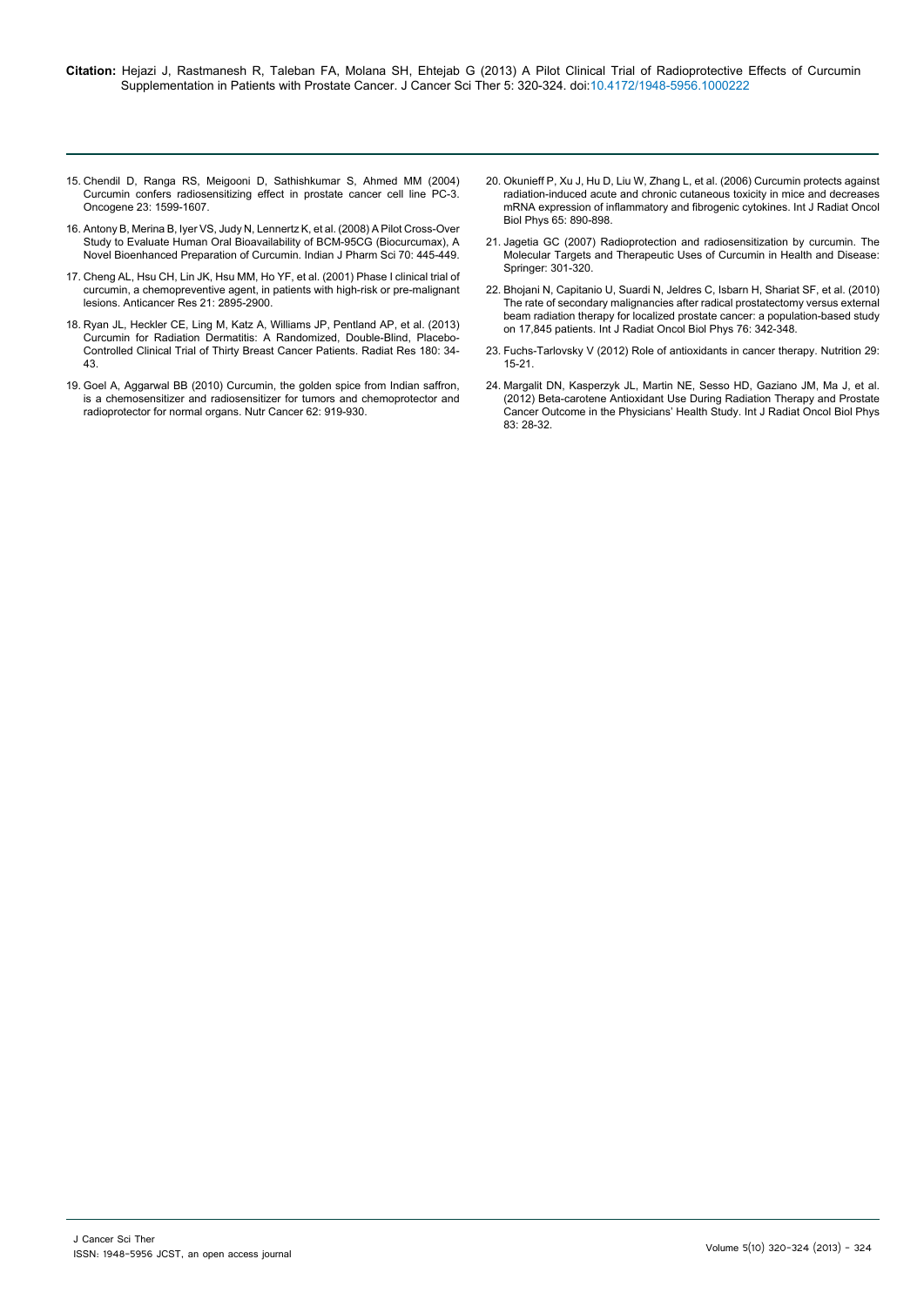15. Chendil D, Ranga RS, Meigooni D, Sathishkumar S, Ahmed MM (2004) Curcumin confers radiosensitizing effect in prostate cancer cell line PC-3. Oncogene 23: 1599-1607.

16. Antony B, Merina B, Iyer VS, Judy N, Lennertz K, et al. (2008) A Pilot Cross-Over Study to Evaluate Human Oral Bioavailability of BCM-95CG (Biocurcumax), A Novel Bioenhanced Preparation of Curcumin. Indian J Pharm Sci 70: 445-449.

17. Cheng AL, Hsu CH, Lin JK, Hsu MM, Ho YF, et al. (2001) Phase I clinical trial of curcumin, a chemopreventive agent, in patients with high-risk or pre-malignant lesions. Anticancer Res 21: 2895-2900.

18. Ryan JL, Heckler CE, Ling M, Katz A, Williams JP, Pentland AP, et al. (2013) Curcumin for Radiation Dermatitis: A Randomized, Double-Blind, Placebo-Controlled Clinical Trial of Thirty Breast Cancer Patients. Radiat Res 180: 34-43.

19. Goel A, Aggarwal BB (2010) Curcumin, the golden spice from Indian saffron, is a chemosensitizer and radiosensitizer for tumors and chemoprotector and radioprotector for normal organs. Nutr Cancer 62: 919-930.

20. Okunieff P, Xu J, Hu D, Liu W, Zhang L, et al. (2006) Curcumin protects against radiation-induced acute and chronic cutaneous toxicity in mice and decreases mRNA expression of inflammatory and fibrogenic cytokines. Int J Radiat Oncol Biol Phys 65: 890-898.

21. Jagetia GC (2007) Radioprotection and radiosensitization by curcumin. The Molecular Targets and Therapeutic Uses of Curcumin in Health and Disease: Springer: 301-320.

22. Bhojani N, Capitanio U, Suardi N, Jeldres C, Isbarn H, Shariat SF, et al. (2010) The rate of secondary malignancies after radical prostatectomy versus external beam radiation therapy for localized prostate cancer: a population-based study on 17,845 patients. Int J Radiat Oncol Biol Phys 76: 342-348.

23. Fuchs-Tarlovsky V (2012) Role of antioxidants in cancer therapy. Nutrition 29: 15-21.

24. Margalit DN, Kasperzyk JL, Martin NE, Sesso HD, Gaziano JM, Ma J, et al. (2012) Beta-carotene Antioxidant Use During Radiation Therapy and Prostate Cancer Outcome in the Physicians' Health Study. Int J Radiat Oncol Biol Phys 83: 28-32.